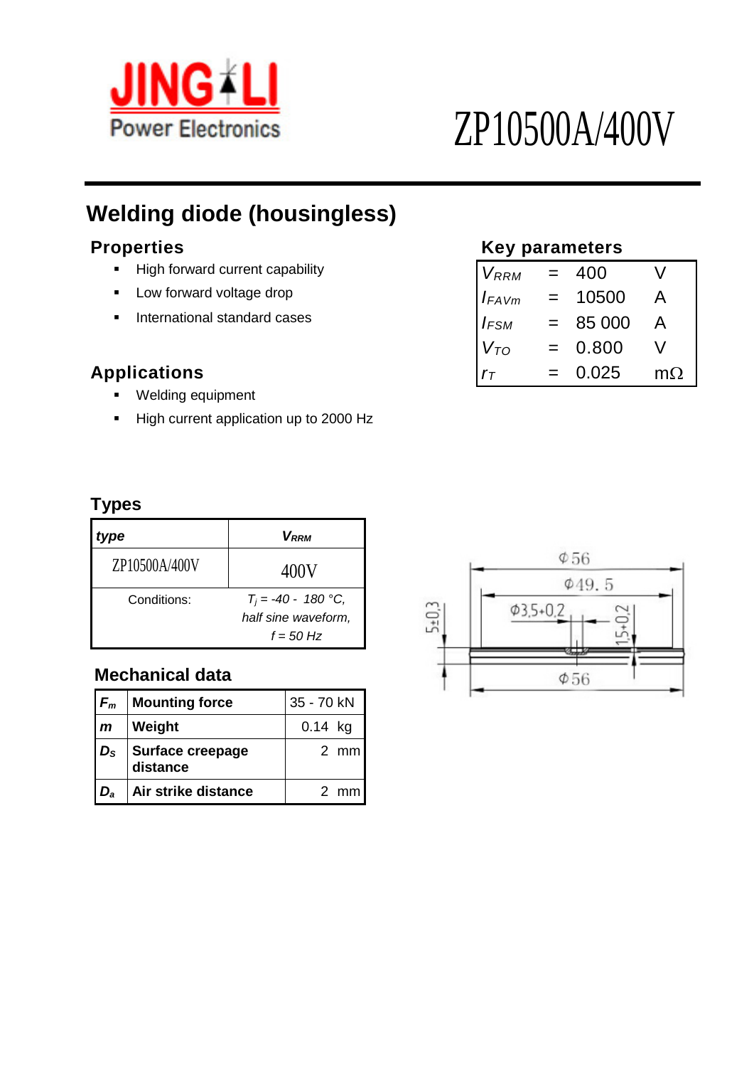JINGLI Power Electronics

# ZP10500A/400V

## Welding diode (housingless)

### Properties

- High forward current capability
- Low forward voltage drop
- International standard cases

### Applications

- Welding equipment
- High current application up to 2000 Hz

### Key parameters

| | | | |
|---|---|---|---|
| $V_{RRM}$ | = | 400 | V |
| $I_{FAVm}$ | = | 10500 | A |
| $I_{FSM}$ | = | 85 000 | A |
| $V_{TO}$ | = | 0.800 | V |
| $r_T$ | = | 0.025 | mΩ |

### Types

| *type* | $V_{RRM}$ |
|---|---|
| ZP10500A/400V | 400V |
| Conditions: | *$T_j$ = -40 - 180 °C, half sine waveform, f = 50 Hz* |

### Mechanical data

| | | |
|---|---|---|
| $F_m$ | **Mounting force** | 35 - 70 kN |
| *m* | **Weight** | 0.14 kg |
| $D_S$ | **Surface creepage distance** | 2 mm |
| $D_a$ | **Air strike distance** | 2 mm |

Φ56

Φ49.5

Φ3,5+0,2

5±0,3

1,5+0,2

Φ56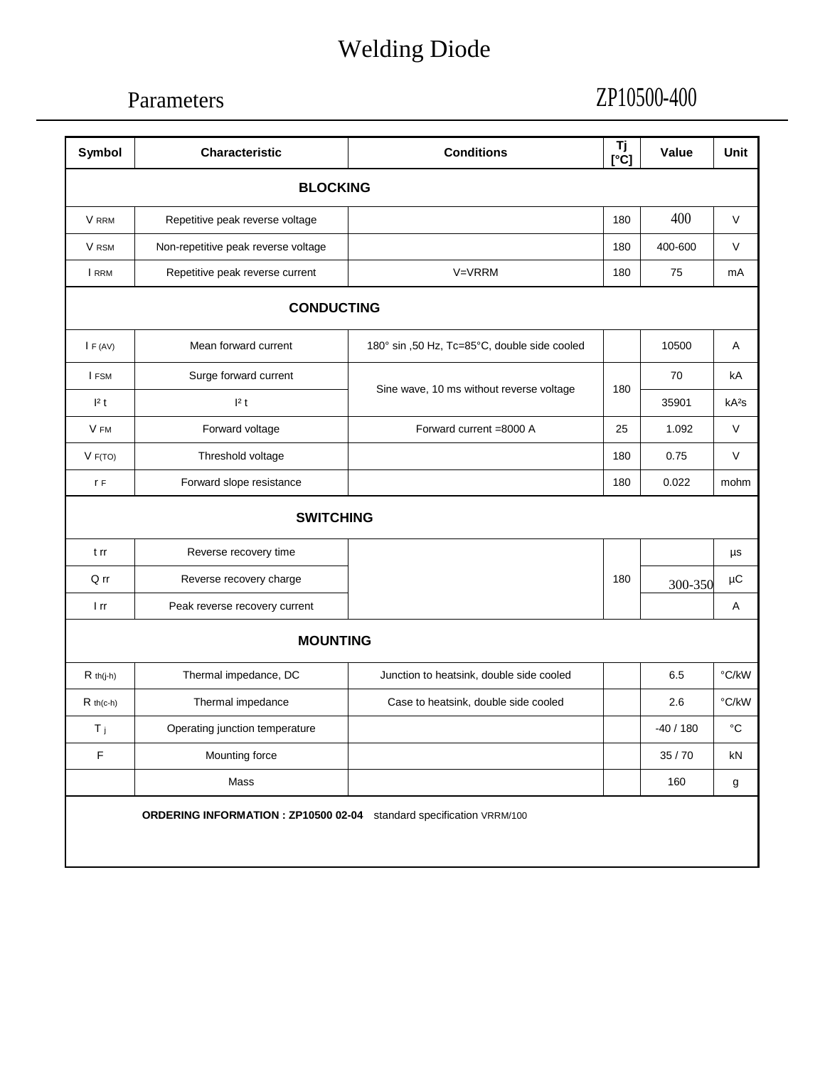# Welding Diode

## Parameters ZP10500-400

| Symbol | Characteristic | Conditions | Tj [°C] | Value | Unit |
|---|---|---|---|---|---|
| **BLOCKING** | | | | | |
| $V_{RRM}$ | Repetitive peak reverse voltage | | 180 | 400 | V |
| $V_{RSM}$ | Non-repetitive peak reverse voltage | | 180 | 400-600 | V |
| $I_{RRM}$ | Repetitive peak reverse current | V=VRRM | 180 | 75 | mA |
| **CONDUCTING** | | | | | |
| $I_{F(AV)}$ | Mean forward current | 180° sin ,50 Hz, Tc=85°C, double side cooled | | 10500 | A |
| $I_{FSM}$ | Surge forward current | Sine wave, 10 ms without reverse voltage | 180 | 70 | kA |
| $I^2t$ | $I^2t$ | | | 35901 | $kA^2s$ |
| $V_{FM}$ | Forward voltage | Forward current =8000 A | 25 | 1.092 | V |
| $V_{F(TO)}$ | Threshold voltage | | 180 | 0.75 | V |
| $r_F$ | Forward slope resistance | | 180 | 0.022 | mohm |
| **SWITCHING** | | | | | |
| $t_{rr}$ | Reverse recovery time | | 180 | | µs |
| $Q_{rr}$ | Reverse recovery charge | | | 300-350 | µC |
| $I_{rr}$ | Peak reverse recovery current | | | | A |
| **MOUNTING** | | | | | |
| $R_{th(j-h)}$ | Thermal impedance, DC | Junction to heatsink, double side cooled | | 6.5 | °C/kW |
| $R_{th(c-h)}$ | Thermal impedance | Case to heatsink, double side cooled | | 2.6 | °C/kW |
| $T_j$ | Operating junction temperature | | | -40 / 180 | °C |
| F | Mounting force | | | 35 / 70 | kN |
| | Mass | | | 160 | g |

**ORDERING INFORMATION : ZP10500 02-04** standard specification VRRM/100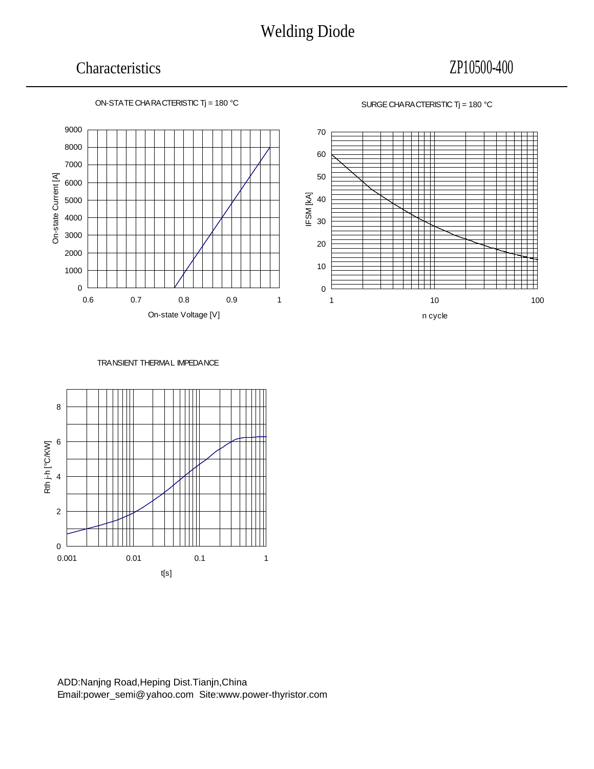# Welding Diode

## Characteristics

ZP10500-400

ON-STATE CHARACTERISTIC Tj = 180 °C

On-state Current [A]

9000
8000
7000
6000
5000
4000
3000
2000
1000
0

0.6 0.7 0.8 0.9 1

On-state Voltage [V]

SURGE CHARACTERISTIC Tj = 180 °C

IFSM [kA]

70
60
50
40
30
20
10
0

1 10 100

n cycle

TRANSIENT THERMAL IMPEDANCE

Rth j-h [°C/KW]

8
6
4
2
0

0.001 0.01 0.1 1

t[s]

ADD:Nanjng Road,Heping Dist.Tianjn,China
Email:power_semi@yahoo.com Site:www.power-thyristor.com